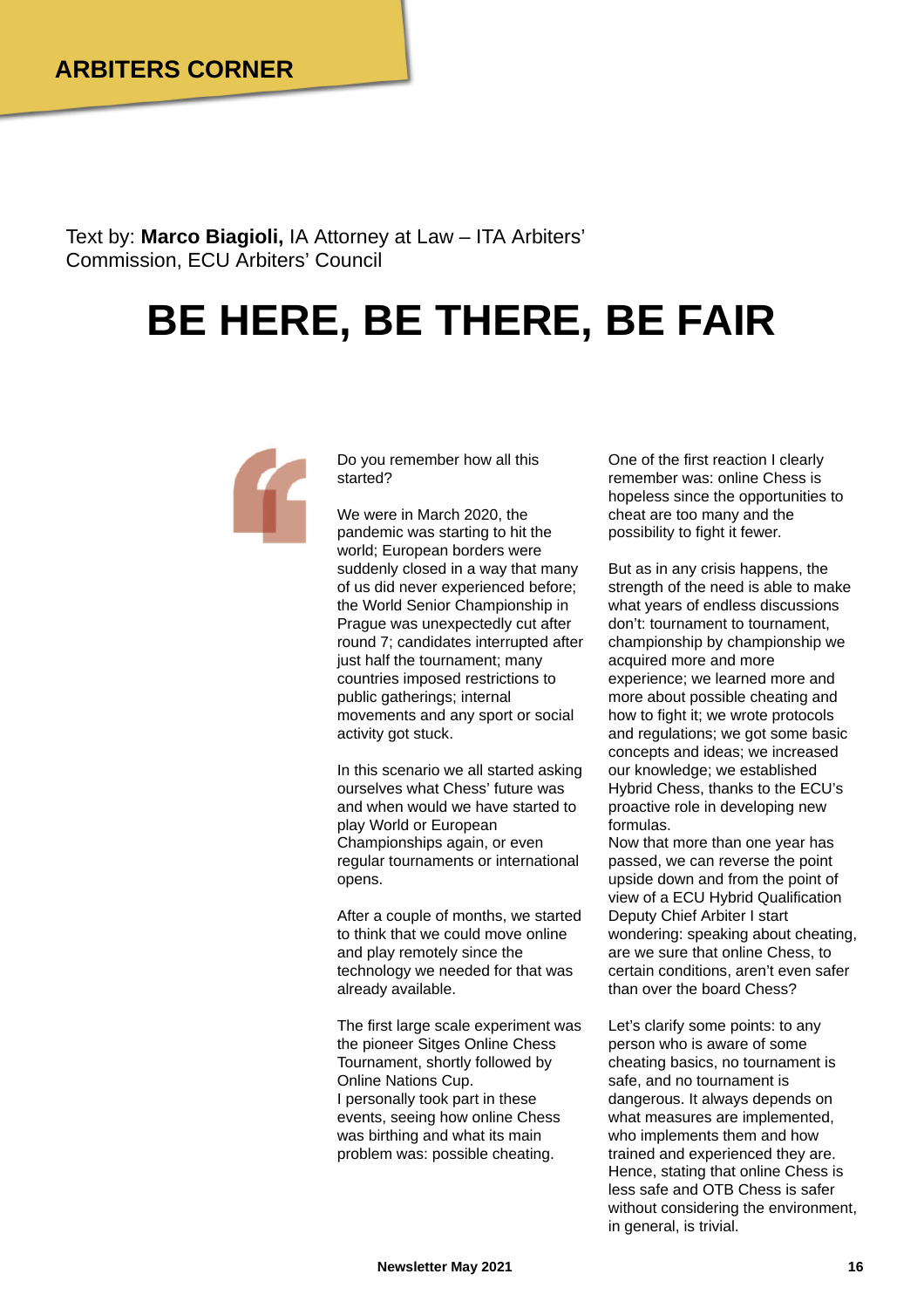ARBITERS CORNER

Text by: **Marco Biagioli,** IA Attorney at Law – ITA Arbiters' Commission, ECU Arbiters' Council

# BE HERE, BE THERE, BE FAIR

Do you remember how all this started?

We were in March 2020, the pandemic was starting to hit the world; European borders were suddenly closed in a way that many of us did never experienced before; the World Senior Championship in Prague was unexpectedly cut after round 7; candidates interrupted after just half the tournament; many countries imposed restrictions to public gatherings; internal movements and any sport or social activity got stuck.

In this scenario we all started asking ourselves what Chess' future was and when would we have started to play World or European Championships again, or even regular tournaments or international opens.

After a couple of months, we started to think that we could move online and play remotely since the technology we needed for that was already available.

The first large scale experiment was the pioneer Sitges Online Chess Tournament, shortly followed by Online Nations Cup.
I personally took part in these events, seeing how online Chess was birthing and what its main problem was: possible cheating.

One of the first reaction I clearly remember was: online Chess is hopeless since the opportunities to cheat are too many and the possibility to fight it fewer.

But as in any crisis happens, the strength of the need is able to make what years of endless discussions don't: tournament to tournament, championship by championship we acquired more and more experience; we learned more and more about possible cheating and how to fight it; we wrote protocols and regulations; we got some basic concepts and ideas; we increased our knowledge; we established Hybrid Chess, thanks to the ECU's proactive role in developing new formulas.
Now that more than one year has passed, we can reverse the point upside down and from the point of view of a ECU Hybrid Qualification Deputy Chief Arbiter I start wondering: speaking about cheating, are we sure that online Chess, to certain conditions, aren't even safer than over the board Chess?

Let's clarify some points: to any person who is aware of some cheating basics, no tournament is safe, and no tournament is dangerous. It always depends on what measures are implemented, who implements them and how trained and experienced they are. Hence, stating that online Chess is less safe and OTB Chess is safer without considering the environment, in general, is trivial.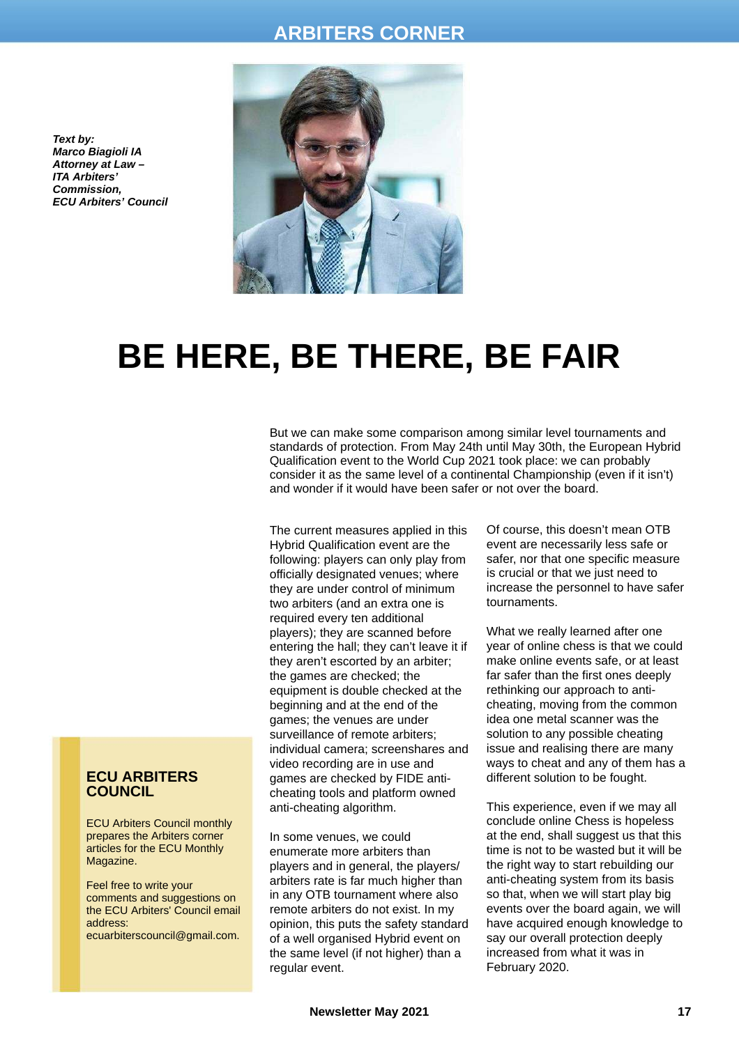*Text by:*
***Marco Biagioli IA***
***Attorney at Law –***
***ITA Arbiters' Commission,***
***ECU Arbiters' Council***

# BE HERE, BE THERE, BE FAIR

But we can make some comparison among similar level tournaments and standards of protection. From May 24th until May 30th, the European Hybrid Qualification event to the World Cup 2021 took place: we can probably consider it as the same level of a continental Championship (even if it isn't) and wonder if it would have been safer or not over the board.

The current measures applied in this Hybrid Qualification event are the following: players can only play from officially designated venues; where they are under control of minimum two arbiters (and an extra one is required every ten additional players); they are scanned before entering the hall; they can't leave it if they aren't escorted by an arbiter; the games are checked; the equipment is double checked at the beginning and at the end of the games; the venues are under surveillance of remote arbiters; individual camera; screenshares and video recording are in use and games are checked by FIDE anti-cheating tools and platform owned anti-cheating algorithm.

In some venues, we could enumerate more arbiters than players and in general, the players/arbiters rate is far much higher than in any OTB tournament where also remote arbiters do not exist. In my opinion, this puts the safety standard of a well organised Hybrid event on the same level (if not higher) than a regular event.

Of course, this doesn't mean OTB event are necessarily less safe or safer, nor that one specific measure is crucial or that we just need to increase the personnel to have safer tournaments.

What we really learned after one year of online chess is that we could make online events safe, or at least far safer than the first ones deeply rethinking our approach to anti-cheating, moving from the common idea one metal scanner was the solution to any possible cheating issue and realising there are many ways to cheat and any of them has a different solution to be fought.

This experience, even if we may all conclude online Chess is hopeless at the end, shall suggest us that this time is not to be wasted but it will be the right way to start rebuilding our anti-cheating system from its basis so that, when we will start play big events over the board again, we will have acquired enough knowledge to say our overall protection deeply increased from what it was in February 2020.

## ECU ARBITERS COUNCIL

ECU Arbiters Council monthly prepares the Arbiters corner articles for the ECU Monthly Magazine.

Feel free to write your comments and suggestions on the ECU Arbiters' Council email address: ecuarbiterscouncil@gmail.com.